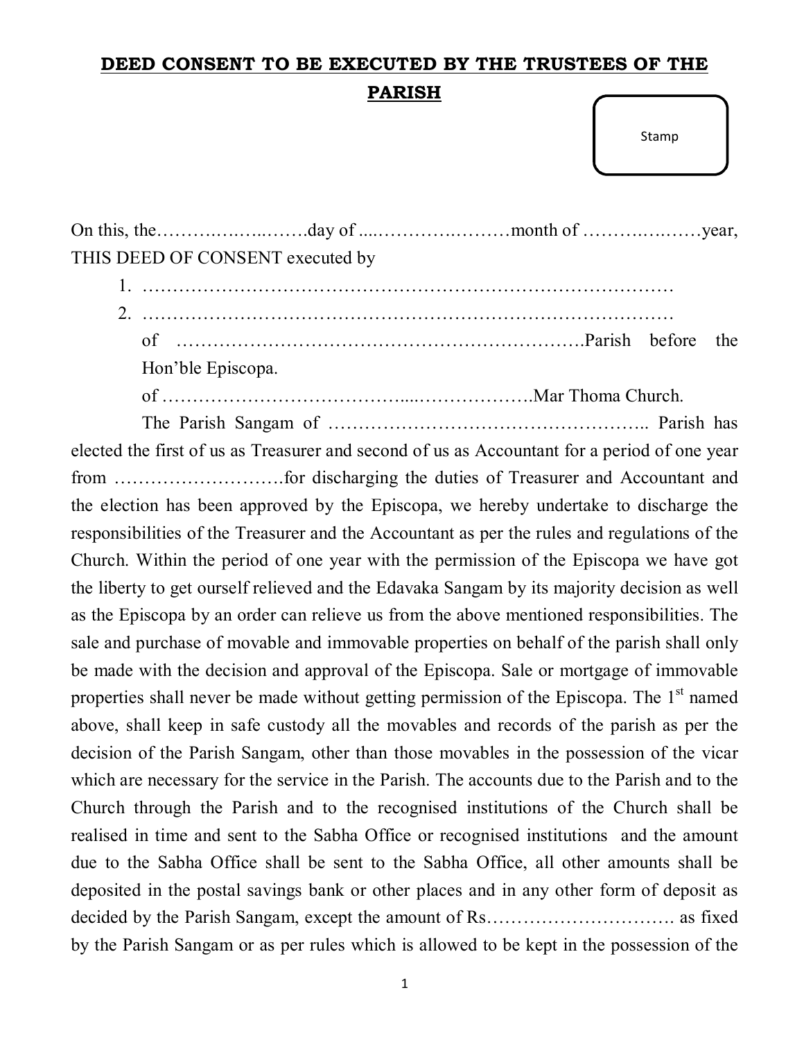# **DEED CONSENT TO BE EXECUTED BY THE TRUSTEES OF THE PARISH**

Stamp

On this, the……….……..…….day of ....…………….………month of ……….….……year, THIS DEED OF CONSENT executed by

1. ………………………………………………………………………………
2. ………………………………………………………………………………

of ………………………………………………………….Parish before the Hon'ble Episcopa.

of …………………………………....……………….Mar Thoma Church.

The Parish Sangam of …………………………………………….. Parish has elected the first of us as Treasurer and second of us as Accountant for a period of one year from ……………………….for discharging the duties of Treasurer and Accountant and the election has been approved by the Episcopa, we hereby undertake to discharge the responsibilities of the Treasurer and the Accountant as per the rules and regulations of the Church. Within the period of one year with the permission of the Episcopa we have got the liberty to get ourself relieved and the Edavaka Sangam by its majority decision as well as the Episcopa by an order can relieve us from the above mentioned responsibilities. The sale and purchase of movable and immovable properties on behalf of the parish shall only be made with the decision and approval of the Episcopa. Sale or mortgage of immovable properties shall never be made without getting permission of the Episcopa. The 1st named above, shall keep in safe custody all the movables and records of the parish as per the decision of the Parish Sangam, other than those movables in the possession of the vicar which are necessary for the service in the Parish. The accounts due to the Parish and to the Church through the Parish and to the recognised institutions of the Church shall be realised in time and sent to the Sabha Office or recognised institutions and the amount due to the Sabha Office shall be sent to the Sabha Office, all other amounts shall be deposited in the postal savings bank or other places and in any other form of deposit as decided by the Parish Sangam, except the amount of Rs…………………………. as fixed by the Parish Sangam or as per rules which is allowed to be kept in the possession of the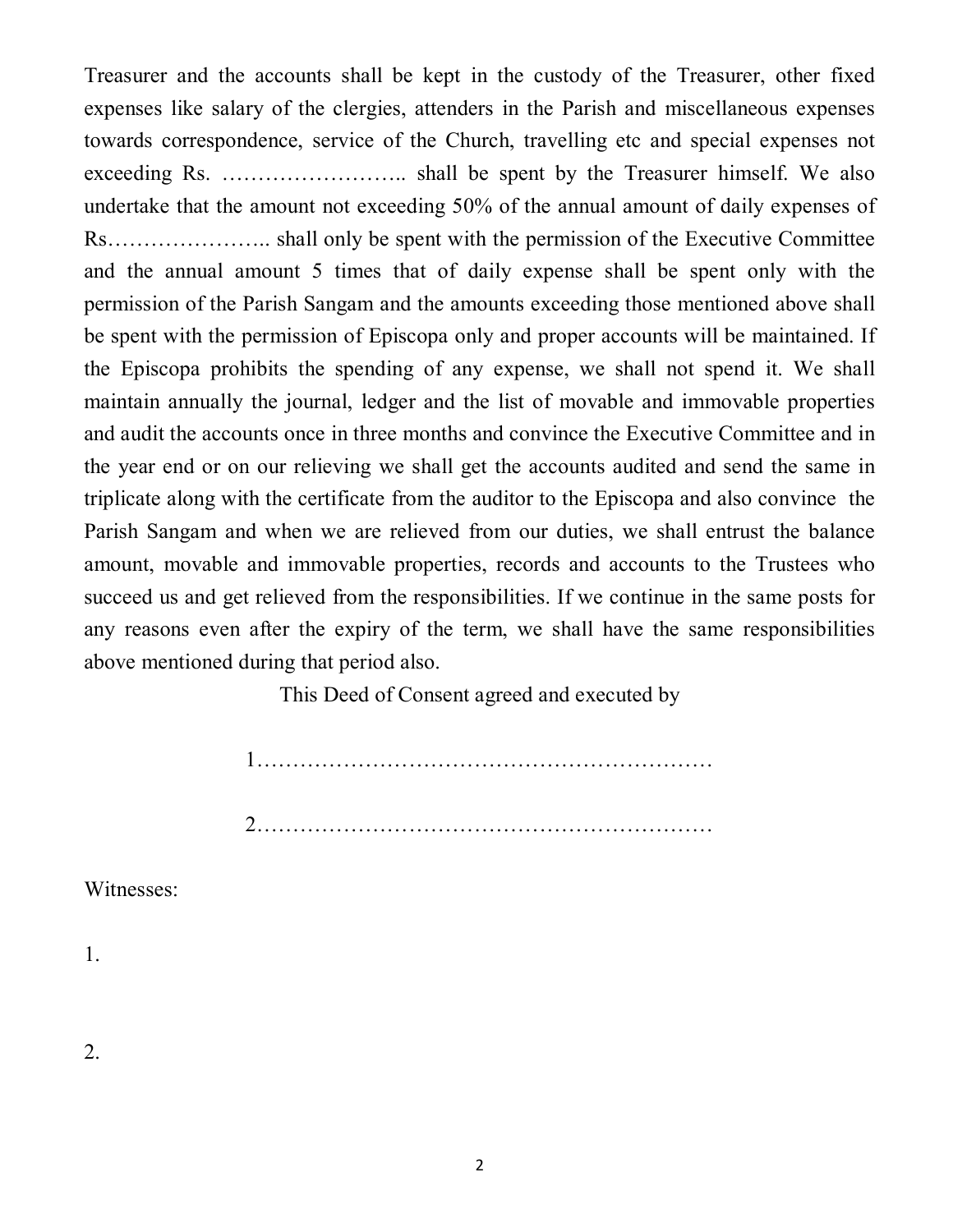Treasurer and the accounts shall be kept in the custody of the Treasurer, other fixed expenses like salary of the clergies, attenders in the Parish and miscellaneous expenses towards correspondence, service of the Church, travelling etc and special expenses not exceeding Rs. …………………….. shall be spent by the Treasurer himself. We also undertake that the amount not exceeding 50% of the annual amount of daily expenses of Rs………………….. shall only be spent with the permission of the Executive Committee and the annual amount 5 times that of daily expense shall be spent only with the permission of the Parish Sangam and the amounts exceeding those mentioned above shall be spent with the permission of Episcopa only and proper accounts will be maintained. If the Episcopa prohibits the spending of any expense, we shall not spend it. We shall maintain annually the journal, ledger and the list of movable and immovable properties and audit the accounts once in three months and convince the Executive Committee and in the year end or on our relieving we shall get the accounts audited and send the same in triplicate along with the certificate from the auditor to the Episcopa and also convince the Parish Sangam and when we are relieved from our duties, we shall entrust the balance amount, movable and immovable properties, records and accounts to the Trustees who succeed us and get relieved from the responsibilities. If we continue in the same posts for any reasons even after the expiry of the term, we shall have the same responsibilities above mentioned during that period also.

This Deed of Consent agreed and executed by

1………………………………………………………

2………………………………………………………

Witnesses:

1.

2.